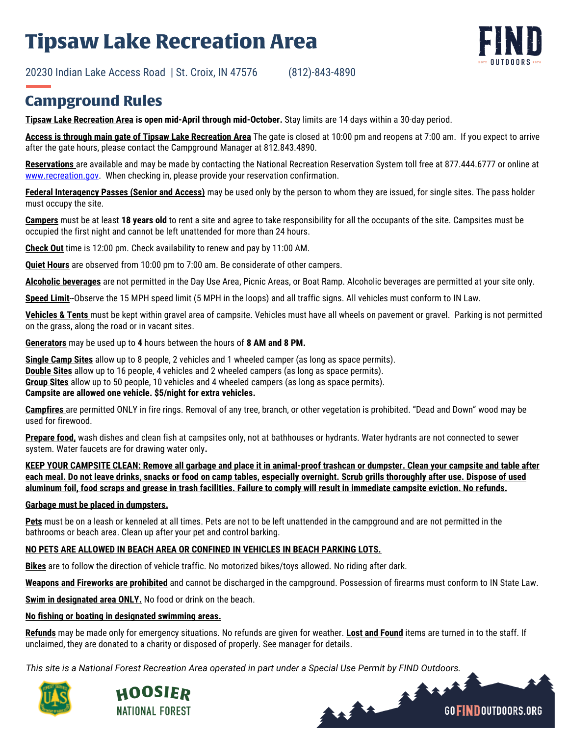# Tipsaw Lake Recreation Area

20230 Indian Lake Access Road | St. Croix, IN 47576 (812)-843-4890

## Campground Rules

**Tipsaw Lake Recreation Area is open mid-April through mid-October.** Stay limits are 14 days within a 30-day period.

**Access is through main gate of Tipsaw Lake Recreation Area** The gate is closed at 10:00 pm and reopens at 7:00 am. If you expect to arrive after the gate hours, please contact the Campground Manager at 812.843.4890.

**Reservations** are available and may be made by contacting the National Recreation Reservation System toll free at 877.444.6777 or online at www.recreation.gov. When checking in, please provide your reservation confirmation.

**Federal Interagency Passes (Senior and Access)** may be used only by the person to whom they are issued, for single sites. The pass holder must occupy the site.

**Campers** must be at least **18 years old** to rent a site and agree to take responsibility for all the occupants of the site. Campsites must be occupied the first night and cannot be left unattended for more than 24 hours.

**Check Out** time is 12:00 pm. Check availability to renew and pay by 11:00 AM.

**Quiet Hours** are observed from 10:00 pm to 7:00 am. Be considerate of other campers.

**Alcoholic beverages** are not permitted in the Day Use Area, Picnic Areas, or Boat Ramp. Alcoholic beverages are permitted at your site only.

**Speed Limit**--Observe the 15 MPH speed limit (5 MPH in the loops) and all traffic signs. All vehicles must conform to IN Law.

**Vehicles & Tents** must be kept within gravel area of campsite. Vehicles must have all wheels on pavement or gravel. Parking is not permitted on the grass, along the road or in vacant sites.

**Generators** may be used up to **4** hours between the hours of **8 AM and 8 PM.**

**Single Camp Sites** allow up to 8 people, 2 vehicles and 1 wheeled camper (as long as space permits).
**Double Sites** allow up to 16 people, 4 vehicles and 2 wheeled campers (as long as space permits).
**Group Sites** allow up to 50 people, 10 vehicles and 4 wheeled campers (as long as space permits).
**Campsite are allowed one vehicle. $5/night for extra vehicles.**

**Campfires** are permitted ONLY in fire rings. Removal of any tree, branch, or other vegetation is prohibited. "Dead and Down" wood may be used for firewood.

**Prepare food,** wash dishes and clean fish at campsites only, not at bathhouses or hydrants. Water hydrants are not connected to sewer system. Water faucets are for drawing water only**.**

**KEEP YOUR CAMPSITE CLEAN: Remove all garbage and place it in animal-proof trashcan or dumpster. Clean your campsite and table after each meal. Do not leave drinks, snacks or food on camp tables, especially overnight. Scrub grills thoroughly after use. Dispose of used aluminum foil, food scraps and grease in trash facilities. Failure to comply will result in immediate campsite eviction. No refunds.**

**Garbage must be placed in dumpsters.**

**Pets** must be on a leash or kenneled at all times. Pets are not to be left unattended in the campground and are not permitted in the bathrooms or beach area. Clean up after your pet and control barking.

**NO PETS ARE ALLOWED IN BEACH AREA OR CONFINED IN VEHICLES IN BEACH PARKING LOTS.**

**Bikes** are to follow the direction of vehicle traffic. No motorized bikes/toys allowed. No riding after dark.

**Weapons and Fireworks are prohibited** and cannot be discharged in the campground. Possession of firearms must conform to IN State Law.

**Swim in designated area ONLY.** No food or drink on the beach.

**No fishing or boating in designated swimming areas.**

**Refunds** may be made only for emergency situations. No refunds are given for weather. **Lost and Found** items are turned in to the staff. If unclaimed, they are donated to a charity or disposed of properly. See manager for details.

*This site is a National Forest Recreation Area operated in part under a Special Use Permit by FIND Outdoors.*

HOOSIER NATIONAL FOREST

GOFINDOUTDOORS.ORG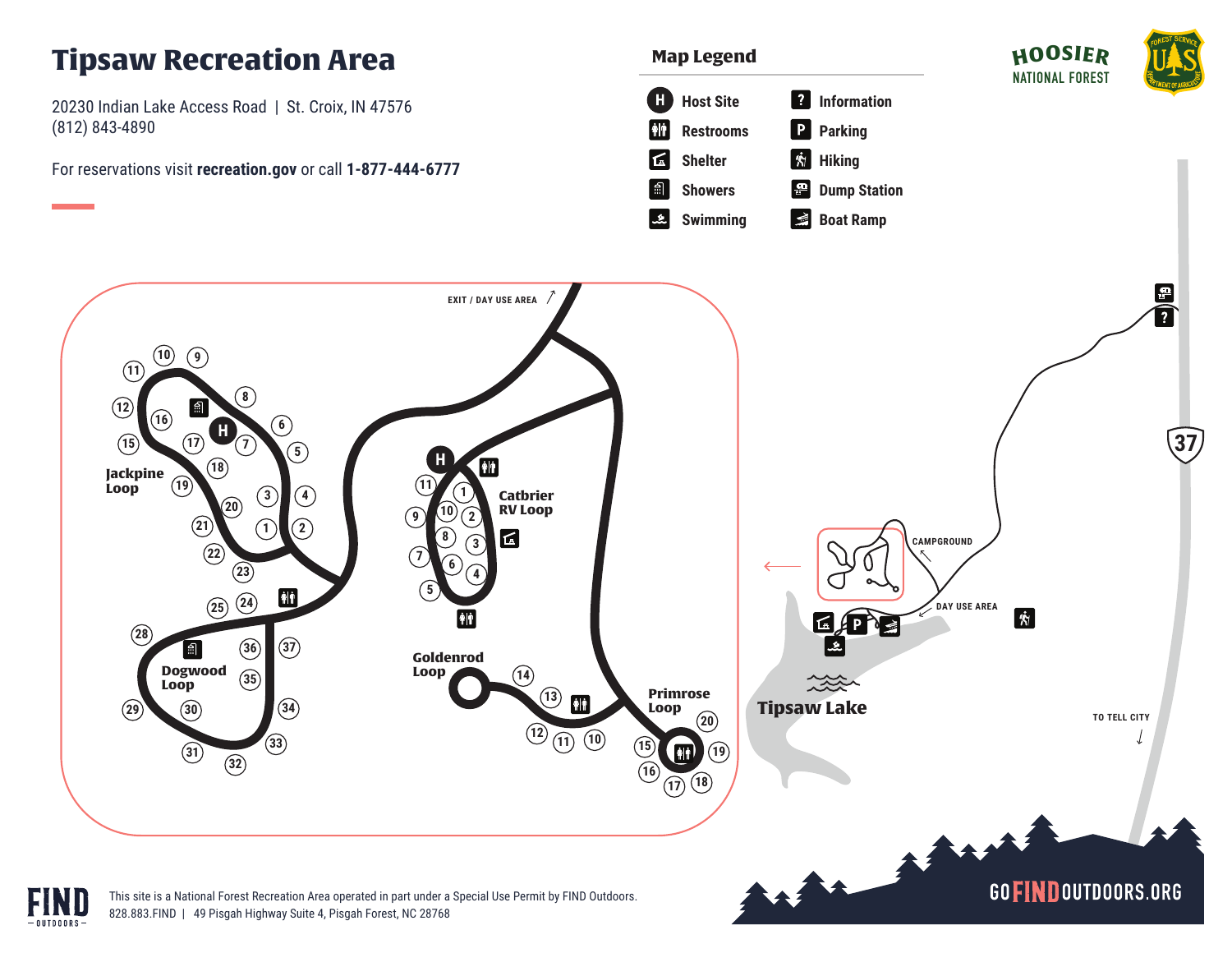# Tipsaw Recreation Area

20230 Indian Lake Access Road | St. Croix, IN 47576
(812) 843-4890

For reservations visit **recreation.gov** or call **1-877-444-6777**

## Map Legend

- H Host Site
- Restrooms
- Shelter
- Showers
- Swimming
- ? Information
- P Parking
- Hiking
- Dump Station
- Boat Ramp

HOOSIER NATIONAL FOREST

EXIT / DAY USE AREA

Jackpine Loop

Catbrier RV Loop

Dogwood Loop

Goldenrod Loop

Primrose Loop

CAMPGROUND

DAY USE AREA

Tipsaw Lake

37

TO TELL CITY

This site is a National Forest Recreation Area operated in part under a Special Use Permit by FIND Outdoors.
828.883.FIND | 49 Pisgah Highway Suite 4, Pisgah Forest, NC 28768

FIND OUTDOORS

GOFINDOUTDOORS.ORG